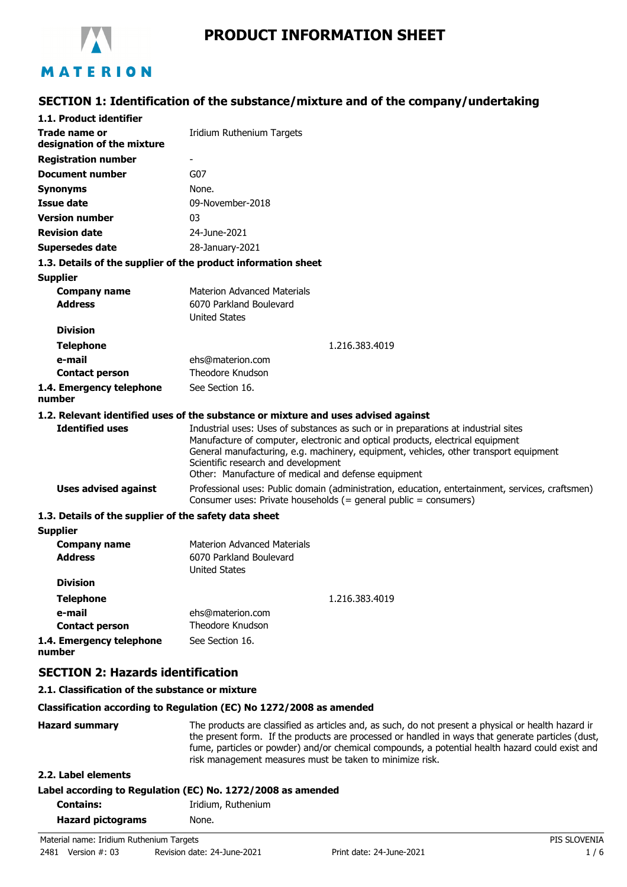# PRODUCT INFORMATION SHEET

## SECTION 1: Identification of the substance/mixture and of the company/undertaking

### 1.1. Product identifier

| | |
|---|---|
| **Trade name or designation of the mixture** | Iridium Ruthenium Targets |
| **Registration number** | - |
| **Document number** | G07 |
| **Synonyms** | None. |
| **Issue date** | 09-November-2018 |
| **Version number** | 03 |
| **Revision date** | 24-June-2021 |
| **Supersedes date** | 28-January-2021 |

### 1.3. Details of the supplier of the product information sheet

**Supplier**

| | |
|---|---|
| **Company name** | Materion Advanced Materials |
| **Address** | 6070 Parkland Boulevard<br>United States |
| **Division** | |
| **Telephone** | 1.216.383.4019 |
| **e-mail** | ehs@materion.com |
| **Contact person** | Theodore Knudson |

**1.4. Emergency telephone number** See Section 16.

### 1.2. Relevant identified uses of the substance or mixture and uses advised against

**Identified uses**
Industrial uses: Uses of substances as such or in preparations at industrial sites
Manufacture of computer, electronic and optical products, electrical equipment
General manufacturing, e.g. machinery, equipment, vehicles, other transport equipment
Scientific research and development
Other: Manufacture of medical and defense equipment

**Uses advised against**
Professional uses: Public domain (administration, education, entertainment, services, craftsmen)
Consumer uses: Private households (= general public = consumers)

### 1.3. Details of the supplier of the safety data sheet

**Supplier**

| | |
|---|---|
| **Company name** | Materion Advanced Materials |
| **Address** | 6070 Parkland Boulevard<br>United States |
| **Division** | |
| **Telephone** | 1.216.383.4019 |
| **e-mail** | ehs@materion.com |
| **Contact person** | Theodore Knudson |

**1.4. Emergency telephone number** See Section 16.

## SECTION 2: Hazards identification

### 2.1. Classification of the substance or mixture

**Classification according to Regulation (EC) No 1272/2008 as amended**

**Hazard summary**
The products are classified as articles and, as such, do not present a physical or health hazard ir the present form. If the products are processed or handled in ways that generate particles (dust, fume, particles or powder) and/or chemical compounds, a potential health hazard could exist and risk management measures must be taken to minimize risk.

### 2.2. Label elements

**Label according to Regulation (EC) No. 1272/2008 as amended**

| | |
|---|---|
| **Contains:** | Iridium, Ruthenium |
| **Hazard pictograms** | None. |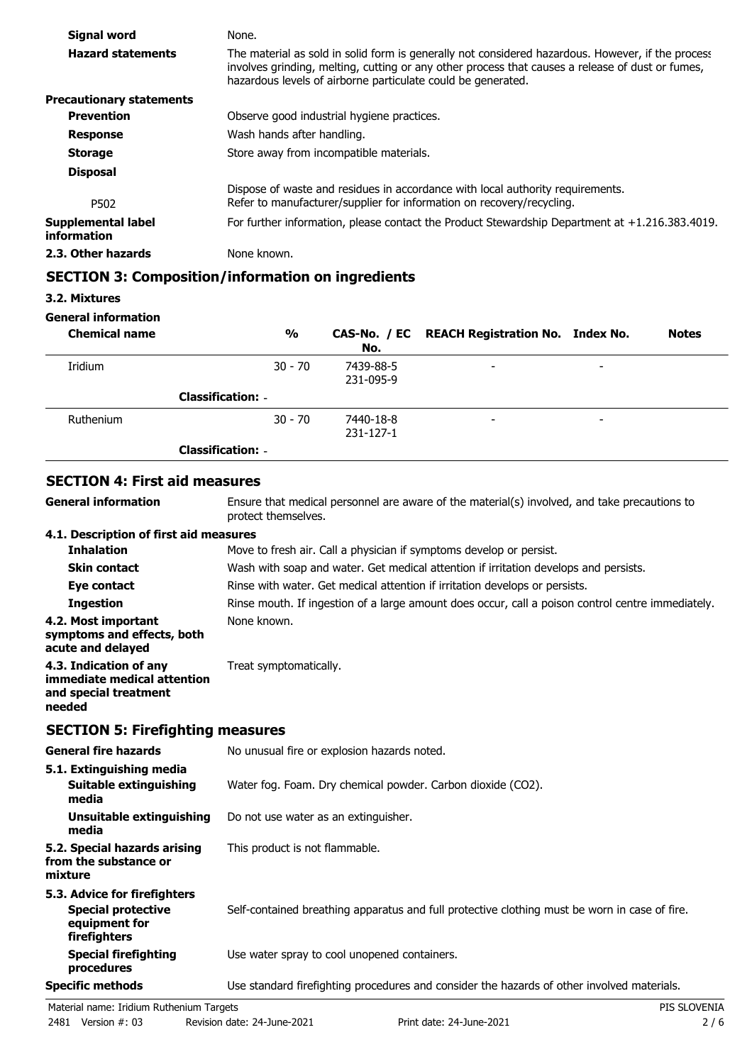| | |
|---|---|
| **Signal word** | None. |
| **Hazard statements** | The material as sold in solid form is generally not considered hazardous. However, if the process involves grinding, melting, cutting or any other process that causes a release of dust or fumes, hazardous levels of airborne particulate could be generated. |
| **Precautionary statements** | |
| **Prevention** | Observe good industrial hygiene practices. |
| **Response** | Wash hands after handling. |
| **Storage** | Store away from incompatible materials. |
| **Disposal** | |
| | Dispose of waste and residues in accordance with local authority requirements. |
| P502 | Refer to manufacturer/supplier for information on recovery/recycling. |
| **Supplemental label information** | For further information, please contact the Product Stewardship Department at +1.216.383.4019. |
| **2.3. Other hazards** | None known. |

## SECTION 3: Composition/information on ingredients

**3.2. Mixtures**

**General information**

| Chemical name | % | CAS-No. / EC No. | REACH Registration No. | Index No. | Notes |
|---|---|---|---|---|---|
| Iridium | 30 - 70 | 7439-88-5 231-095-9 | - | - | |
| **Classification:** - | | | | | |
| Ruthenium | 30 - 70 | 7440-18-8 231-127-1 | - | - | |
| **Classification:** - | | | | | |

## SECTION 4: First aid measures

| | |
|---|---|
| **General information** | Ensure that medical personnel are aware of the material(s) involved, and take precautions to protect themselves. |
| **4.1. Description of first aid measures** | |
| **Inhalation** | Move to fresh air. Call a physician if symptoms develop or persist. |
| **Skin contact** | Wash with soap and water. Get medical attention if irritation develops and persists. |
| **Eye contact** | Rinse with water. Get medical attention if irritation develops or persists. |
| **Ingestion** | Rinse mouth. If ingestion of a large amount does occur, call a poison control centre immediately. |
| **4.2. Most important symptoms and effects, both acute and delayed** | None known. |
| **4.3. Indication of any immediate medical attention and special treatment needed** | Treat symptomatically. |

## SECTION 5: Firefighting measures

| | |
|---|---|
| **General fire hazards** | No unusual fire or explosion hazards noted. |
| **5.1. Extinguishing media** | |
| **Suitable extinguishing media** | Water fog. Foam. Dry chemical powder. Carbon dioxide ($CO_2$). |
| **Unsuitable extinguishing media** | Do not use water as an extinguisher. |
| **5.2. Special hazards arising from the substance or mixture** | This product is not flammable. |
| **5.3. Advice for firefighters** | |
| **Special protective equipment for firefighters** | Self-contained breathing apparatus and full protective clothing must be worn in case of fire. |
| **Special firefighting procedures** | Use water spray to cool unopened containers. |
| **Specific methods** | Use standard firefighting procedures and consider the hazards of other involved materials. |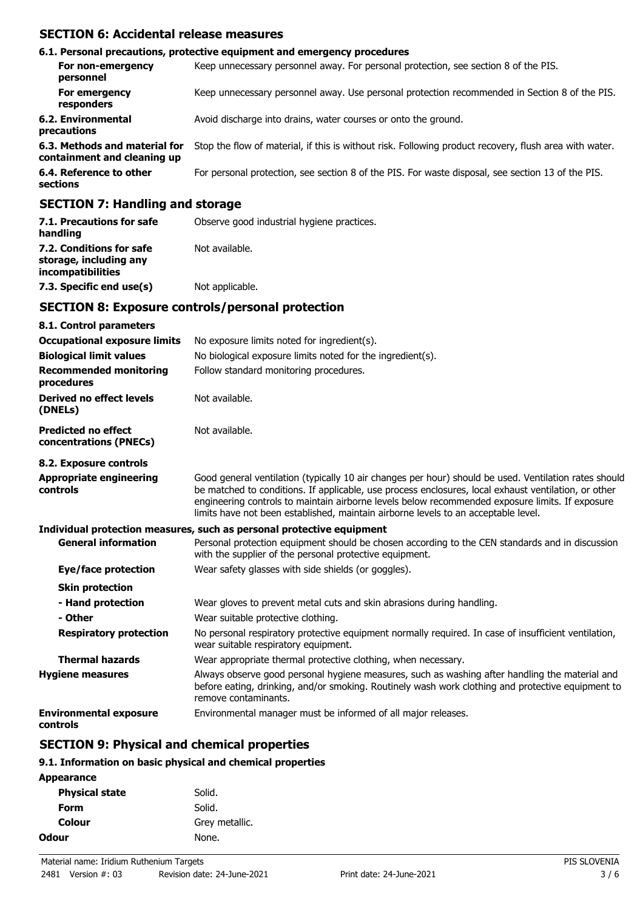## SECTION 6: Accidental release measures

### 6.1. Personal precautions, protective equipment and emergency procedures

| | |
|---|---|
| **For non-emergency personnel** | Keep unnecessary personnel away. For personal protection, see section 8 of the PIS. |
| **For emergency responders** | Keep unnecessary personnel away. Use personal protection recommended in Section 8 of the PIS. |
| **6.2. Environmental precautions** | Avoid discharge into drains, water courses or onto the ground. |
| **6.3. Methods and material for containment and cleaning up** | Stop the flow of material, if this is without risk. Following product recovery, flush area with water. |
| **6.4. Reference to other sections** | For personal protection, see section 8 of the PIS. For waste disposal, see section 13 of the PIS. |

## SECTION 7: Handling and storage

| | |
|---|---|
| **7.1. Precautions for safe handling** | Observe good industrial hygiene practices. |
| **7.2. Conditions for safe storage, including any incompatibilities** | Not available. |
| **7.3. Specific end use(s)** | Not applicable. |

## SECTION 8: Exposure controls/personal protection

### 8.1. Control parameters

| | |
|---|---|
| **Occupational exposure limits** | No exposure limits noted for ingredient(s). |
| **Biological limit values** | No biological exposure limits noted for the ingredient(s). |
| **Recommended monitoring procedures** | Follow standard monitoring procedures. |
| **Derived no effect levels (DNELs)** | Not available. |
| **Predicted no effect concentrations (PNECs)** | Not available. |

### 8.2. Exposure controls

| | |
|---|---|
| **Appropriate engineering controls** | Good general ventilation (typically 10 air changes per hour) should be used. Ventilation rates should be matched to conditions. If applicable, use process enclosures, local exhaust ventilation, or other engineering controls to maintain airborne levels below recommended exposure limits. If exposure limits have not been established, maintain airborne levels to an acceptable level. |

**Individual protection measures, such as personal protective equipment**

| | |
|---|---|
| **General information** | Personal protection equipment should be chosen according to the CEN standards and in discussion with the supplier of the personal protective equipment. |
| **Eye/face protection** | Wear safety glasses with side shields (or goggles). |
| **Skin protection** | |
| **- Hand protection** | Wear gloves to prevent metal cuts and skin abrasions during handling. |
| **- Other** | Wear suitable protective clothing. |
| **Respiratory protection** | No personal respiratory protective equipment normally required. In case of insufficient ventilation, wear suitable respiratory equipment. |
| **Thermal hazards** | Wear appropriate thermal protective clothing, when necessary. |
| **Hygiene measures** | Always observe good personal hygiene measures, such as washing after handling the material and before eating, drinking, and/or smoking. Routinely wash work clothing and protective equipment to remove contaminants. |
| **Environmental exposure controls** | Environmental manager must be informed of all major releases. |

## SECTION 9: Physical and chemical properties

### 9.1. Information on basic physical and chemical properties

| | |
|---|---|
| **Appearance** | |
| **Physical state** | Solid. |
| **Form** | Solid. |
| **Colour** | Grey metallic. |
| **Odour** | None. |

Material name: Iridium Ruthenium Targets
2481 Version #: 03 Revision date: 24-June-2021 Print date: 24-June-2021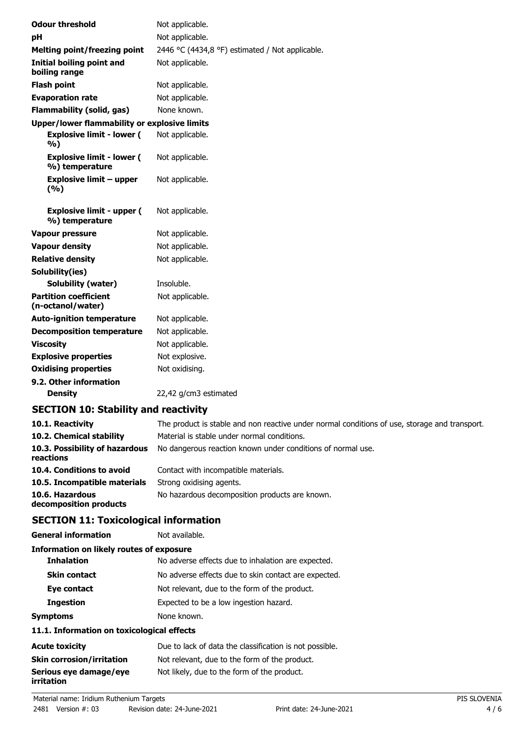| | |
|---|---|
| **Odour threshold** | Not applicable. |
| **pH** | Not applicable. |
| **Melting point/freezing point** | 2446 °C (4434,8 °F) estimated / Not applicable. |
| **Initial boiling point and boiling range** | Not applicable. |
| **Flash point** | Not applicable. |
| **Evaporation rate** | Not applicable. |
| **Flammability (solid, gas)** | None known. |
| **Upper/lower flammability or explosive limits** | |
| **Explosive limit - lower (%)** | Not applicable. |
| **Explosive limit - lower (%) temperature** | Not applicable. |
| **Explosive limit – upper (%)** | Not applicable. |
| **Explosive limit - upper (%) temperature** | Not applicable. |
| **Vapour pressure** | Not applicable. |
| **Vapour density** | Not applicable. |
| **Relative density** | Not applicable. |
| **Solubility(ies)** | |
| **Solubility (water)** | Insoluble. |
| **Partition coefficient (n-octanol/water)** | Not applicable. |
| **Auto-ignition temperature** | Not applicable. |
| **Decomposition temperature** | Not applicable. |
| **Viscosity** | Not applicable. |
| **Explosive properties** | Not explosive. |
| **Oxidising properties** | Not oxidising. |
| **9.2. Other information** | |
| **Density** | 22,42 g/cm3 estimated |

## SECTION 10: Stability and reactivity

| | |
|---|---|
| **10.1. Reactivity** | The product is stable and non reactive under normal conditions of use, storage and transport. |
| **10.2. Chemical stability** | Material is stable under normal conditions. |
| **10.3. Possibility of hazardous reactions** | No dangerous reaction known under conditions of normal use. |
| **10.4. Conditions to avoid** | Contact with incompatible materials. |
| **10.5. Incompatible materials** | Strong oxidising agents. |
| **10.6. Hazardous decomposition products** | No hazardous decomposition products are known. |

## SECTION 11: Toxicological information

| | |
|---|---|
| **General information** | Not available. |
| **Information on likely routes of exposure** | |
| **Inhalation** | No adverse effects due to inhalation are expected. |
| **Skin contact** | No adverse effects due to skin contact are expected. |
| **Eye contact** | Not relevant, due to the form of the product. |
| **Ingestion** | Expected to be a low ingestion hazard. |
| **Symptoms** | None known. |

### 11.1. Information on toxicological effects

| | |
|---|---|
| **Acute toxicity** | Due to lack of data the classification is not possible. |
| **Skin corrosion/irritation** | Not relevant, due to the form of the product. |
| **Serious eye damage/eye irritation** | Not likely, due to the form of the product. |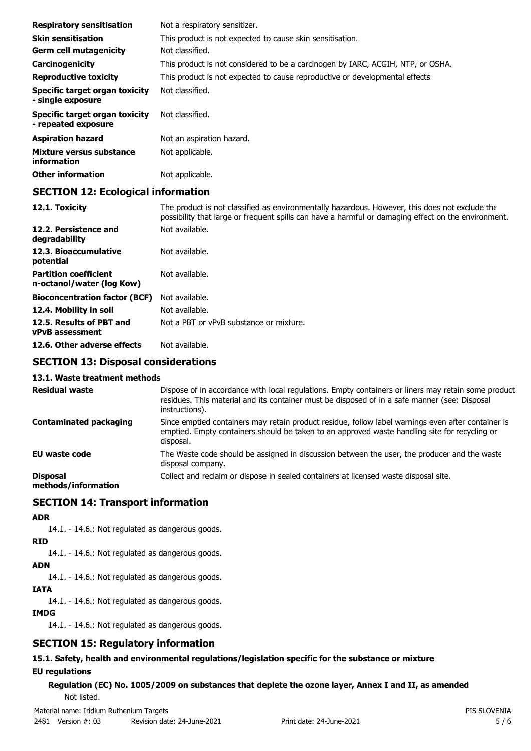| | |
|---|---|
| **Respiratory sensitisation** | Not a respiratory sensitizer. |
| **Skin sensitisation** | This product is not expected to cause skin sensitisation. |
| **Germ cell mutagenicity** | Not classified. |
| **Carcinogenicity** | This product is not considered to be a carcinogen by IARC, ACGIH, NTP, or OSHA. |
| **Reproductive toxicity** | This product is not expected to cause reproductive or developmental effects. |
| **Specific target organ toxicity - single exposure** | Not classified. |
| **Specific target organ toxicity - repeated exposure** | Not classified. |
| **Aspiration hazard** | Not an aspiration hazard. |
| **Mixture versus substance information** | Not applicable. |
| **Other information** | Not applicable. |

## SECTION 12: Ecological information

| | |
|---|---|
| **12.1. Toxicity** | The product is not classified as environmentally hazardous. However, this does not exclude the possibility that large or frequent spills can have a harmful or damaging effect on the environment. |
| **12.2. Persistence and degradability** | Not available. |
| **12.3. Bioaccumulative potential** | Not available. |
| **Partition coefficient n-octanol/water (log Kow)** | Not available. |
| **Bioconcentration factor (BCF)** | Not available. |
| **12.4. Mobility in soil** | Not available. |
| **12.5. Results of PBT and vPvB assessment** | Not a PBT or vPvB substance or mixture. |
| **12.6. Other adverse effects** | Not available. |

## SECTION 13: Disposal considerations

### 13.1. Waste treatment methods

| | |
|---|---|
| **Residual waste** | Dispose of in accordance with local regulations. Empty containers or liners may retain some product residues. This material and its container must be disposed of in a safe manner (see: Disposal instructions). |
| **Contaminated packaging** | Since emptied containers may retain product residue, follow label warnings even after container is emptied. Empty containers should be taken to an approved waste handling site for recycling or disposal. |
| **EU waste code** | The Waste code should be assigned in discussion between the user, the producer and the waste disposal company. |
| **Disposal methods/information** | Collect and reclaim or dispose in sealed containers at licensed waste disposal site. |

## SECTION 14: Transport information

**ADR**

14.1. - 14.6.: Not regulated as dangerous goods.

**RID**

14.1. - 14.6.: Not regulated as dangerous goods.

**ADN**

14.1. - 14.6.: Not regulated as dangerous goods.

**IATA**

14.1. - 14.6.: Not regulated as dangerous goods.

**IMDG**

14.1. - 14.6.: Not regulated as dangerous goods.

## SECTION 15: Regulatory information

### 15.1. Safety, health and environmental regulations/legislation specific for the substance or mixture

**EU regulations**

**Regulation (EC) No. 1005/2009 on substances that deplete the ozone layer, Annex I and II, as amended**

Not listed.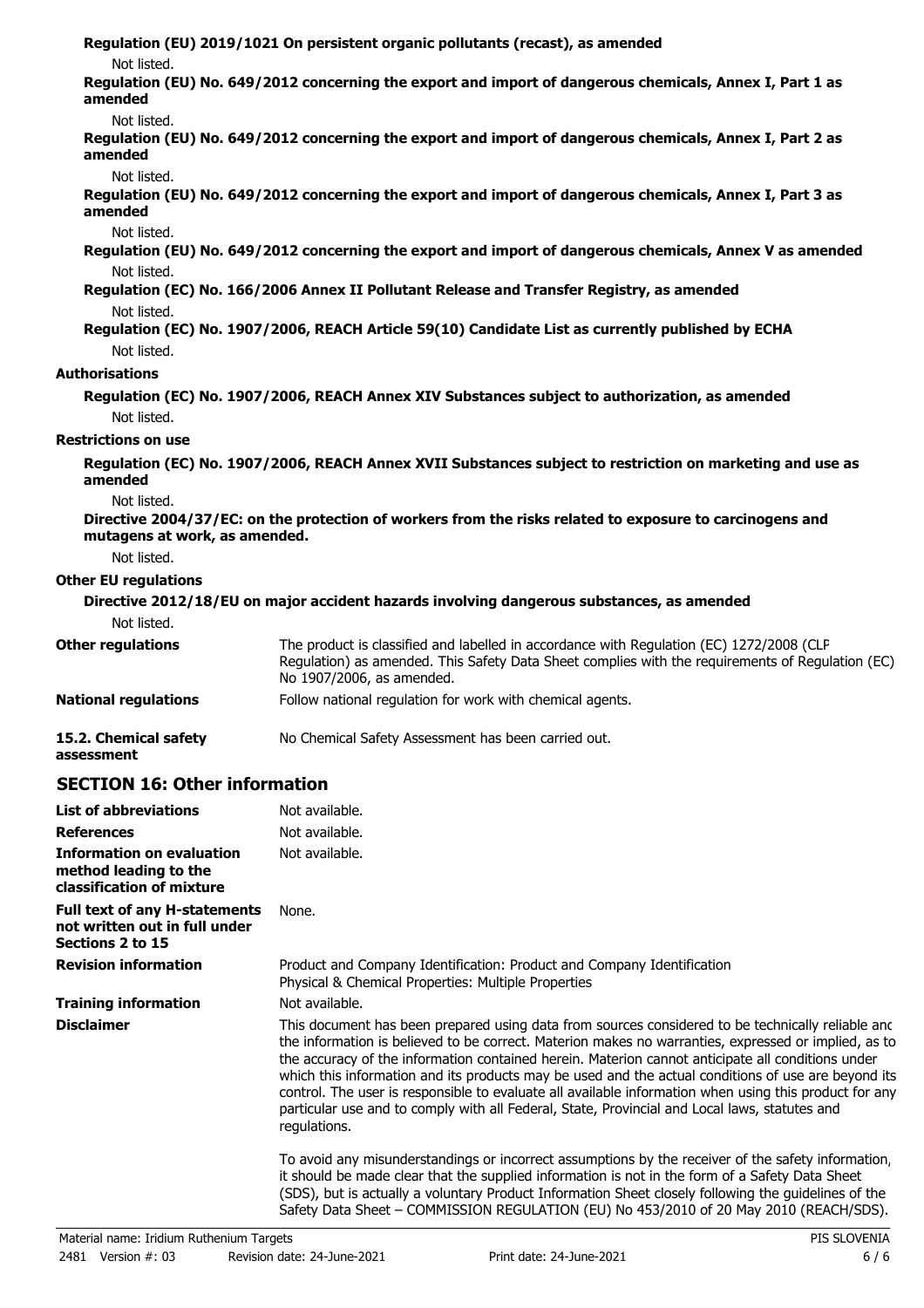**Regulation (EU) 2019/1021 On persistent organic pollutants (recast), as amended**

Not listed.

**Regulation (EU) No. 649/2012 concerning the export and import of dangerous chemicals, Annex I, Part 1 as amended**

Not listed.

**Regulation (EU) No. 649/2012 concerning the export and import of dangerous chemicals, Annex I, Part 2 as amended**

Not listed.

**Regulation (EU) No. 649/2012 concerning the export and import of dangerous chemicals, Annex I, Part 3 as amended**

Not listed.

**Regulation (EU) No. 649/2012 concerning the export and import of dangerous chemicals, Annex V as amended**

Not listed.

**Regulation (EC) No. 166/2006 Annex II Pollutant Release and Transfer Registry, as amended**

Not listed.

**Regulation (EC) No. 1907/2006, REACH Article 59(10) Candidate List as currently published by ECHA**

Not listed.

**Authorisations**

**Regulation (EC) No. 1907/2006, REACH Annex XIV Substances subject to authorization, as amended**

Not listed.

**Restrictions on use**

**Regulation (EC) No. 1907/2006, REACH Annex XVII Substances subject to restriction on marketing and use as amended**

Not listed.

**Directive 2004/37/EC: on the protection of workers from the risks related to exposure to carcinogens and mutagens at work, as amended.**

Not listed.

**Other EU regulations**

**Directive 2012/18/EU on major accident hazards involving dangerous substances, as amended**

Not listed.

**Other regulations**

The product is classified and labelled in accordance with Regulation (EC) 1272/2008 (CLP Regulation) as amended. This Safety Data Sheet complies with the requirements of Regulation (EC) No 1907/2006, as amended.

**National regulations**

Follow national regulation for work with chemical agents.

**15.2. Chemical safety assessment**

No Chemical Safety Assessment has been carried out.

## SECTION 16: Other information

**List of abbreviations**

Not available.

**References**

Not available.

**Information on evaluation method leading to the classification of mixture**

Not available.

**Full text of any H-statements not written out in full under Sections 2 to 15**

None.

**Revision information**

Product and Company Identification: Product and Company Identification
Physical & Chemical Properties: Multiple Properties

**Training information**

Not available.

**Disclaimer**

This document has been prepared using data from sources considered to be technically reliable and the information is believed to be correct. Materion makes no warranties, expressed or implied, as to the accuracy of the information contained herein. Materion cannot anticipate all conditions under which this information and its products may be used and the actual conditions of use are beyond its control. The user is responsible to evaluate all available information when using this product for any particular use and to comply with all Federal, State, Provincial and Local laws, statutes and regulations.

To avoid any misunderstandings or incorrect assumptions by the receiver of the safety information, it should be made clear that the supplied information is not in the form of a Safety Data Sheet (SDS), but is actually a voluntary Product Information Sheet closely following the guidelines of the Safety Data Sheet – COMMISSION REGULATION (EU) No 453/2010 of 20 May 2010 (REACH/SDS).